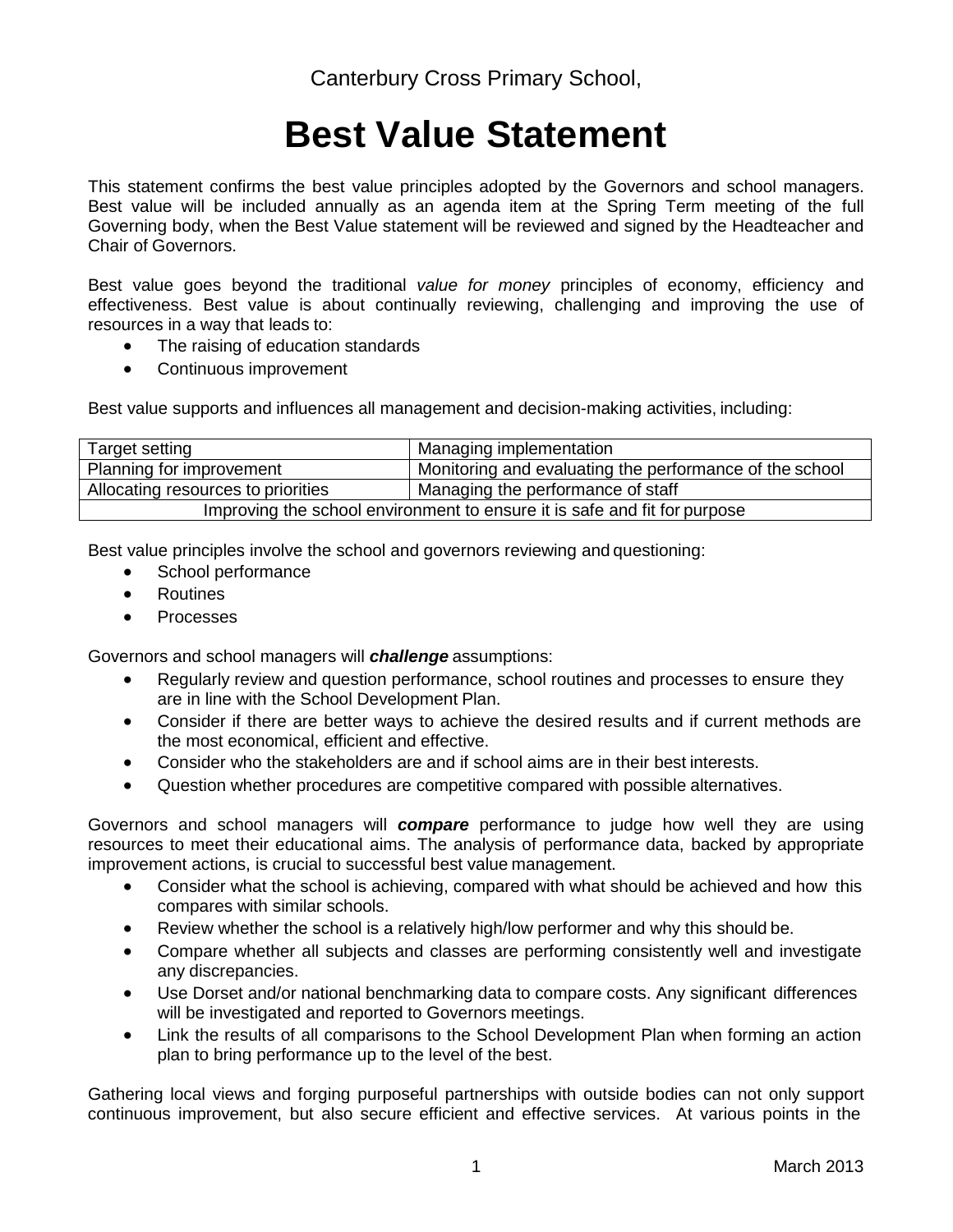Canterbury Cross Primary School,

# Best Value Statement

This statement confirms the best value principles adopted by the Governors and school managers. Best value will be included annually as an agenda item at the Spring Term meeting of the full Governing body, when the Best Value statement will be reviewed and signed by the Headteacher and Chair of Governors.

Best value goes beyond the traditional *value for money* principles of economy, efficiency and effectiveness. Best value is about continually reviewing, challenging and improving the use of resources in a way that leads to:

- The raising of education standards
- Continuous improvement

Best value supports and influences all management and decision-making activities, including:

| Target setting | Managing implementation |
|---|---|
| Planning for improvement | Monitoring and evaluating the performance of the school |
| Allocating resources to priorities | Managing the performance of staff |
| Improving the school environment to ensure it is safe and fit for purpose | |

Best value principles involve the school and governors reviewing and questioning:

- School performance
- Routines
- Processes

Governors and school managers will ***challenge*** assumptions:

- Regularly review and question performance, school routines and processes to ensure they are in line with the School Development Plan.
- Consider if there are better ways to achieve the desired results and if current methods are the most economical, efficient and effective.
- Consider who the stakeholders are and if school aims are in their best interests.
- Question whether procedures are competitive compared with possible alternatives.

Governors and school managers will ***compare*** performance to judge how well they are using resources to meet their educational aims. The analysis of performance data, backed by appropriate improvement actions, is crucial to successful best value management.

- Consider what the school is achieving, compared with what should be achieved and how this compares with similar schools.
- Review whether the school is a relatively high/low performer and why this should be.
- Compare whether all subjects and classes are performing consistently well and investigate any discrepancies.
- Use Dorset and/or national benchmarking data to compare costs. Any significant differences will be investigated and reported to Governors meetings.
- Link the results of all comparisons to the School Development Plan when forming an action plan to bring performance up to the level of the best.

Gathering local views and forging purposeful partnerships with outside bodies can not only support continuous improvement, but also secure efficient and effective services. At various points in the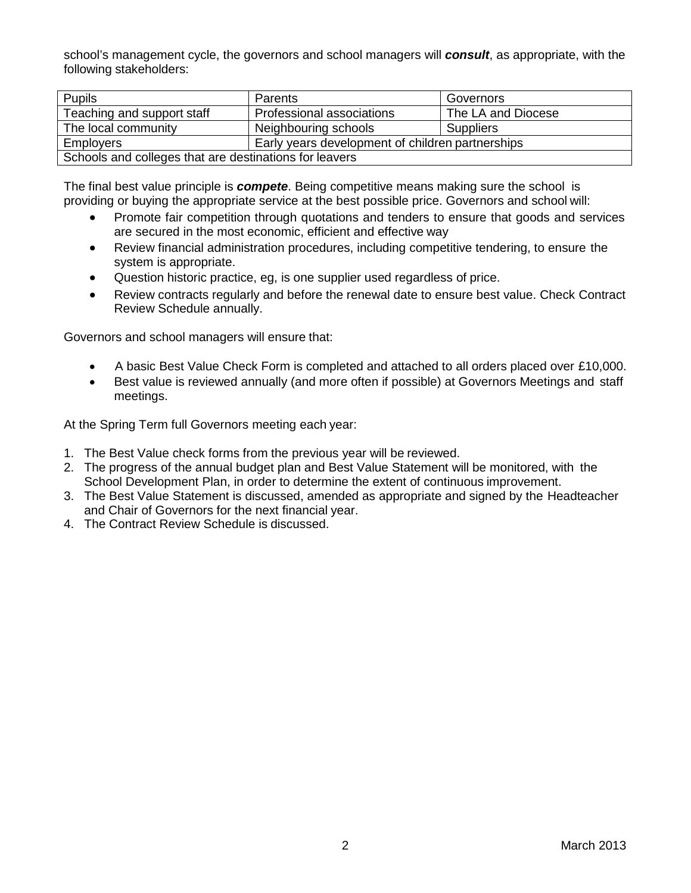school's management cycle, the governors and school managers will ***consult***, as appropriate, with the following stakeholders:

| Pupils | Parents | Governors |
|---|---|---|
| Teaching and support staff | Professional associations | The LA and Diocese |
| The local community | Neighbouring schools | Suppliers |
| Employers | Early years development of children partnerships | |
| Schools and colleges that are destinations for leavers | | |

The final best value principle is ***compete***. Being competitive means making sure the school is providing or buying the appropriate service at the best possible price. Governors and school will:

- Promote fair competition through quotations and tenders to ensure that goods and services are secured in the most economic, efficient and effective way
- Review financial administration procedures, including competitive tendering, to ensure the system is appropriate.
- Question historic practice, eg, is one supplier used regardless of price.
- Review contracts regularly and before the renewal date to ensure best value. Check Contract Review Schedule annually.

Governors and school managers will ensure that:

- A basic Best Value Check Form is completed and attached to all orders placed over £10,000.
- Best value is reviewed annually (and more often if possible) at Governors Meetings and staff meetings.

At the Spring Term full Governors meeting each year:

1. The Best Value check forms from the previous year will be reviewed.
2. The progress of the annual budget plan and Best Value Statement will be monitored, with the School Development Plan, in order to determine the extent of continuous improvement.
3. The Best Value Statement is discussed, amended as appropriate and signed by the Headteacher and Chair of Governors for the next financial year.
4. The Contract Review Schedule is discussed.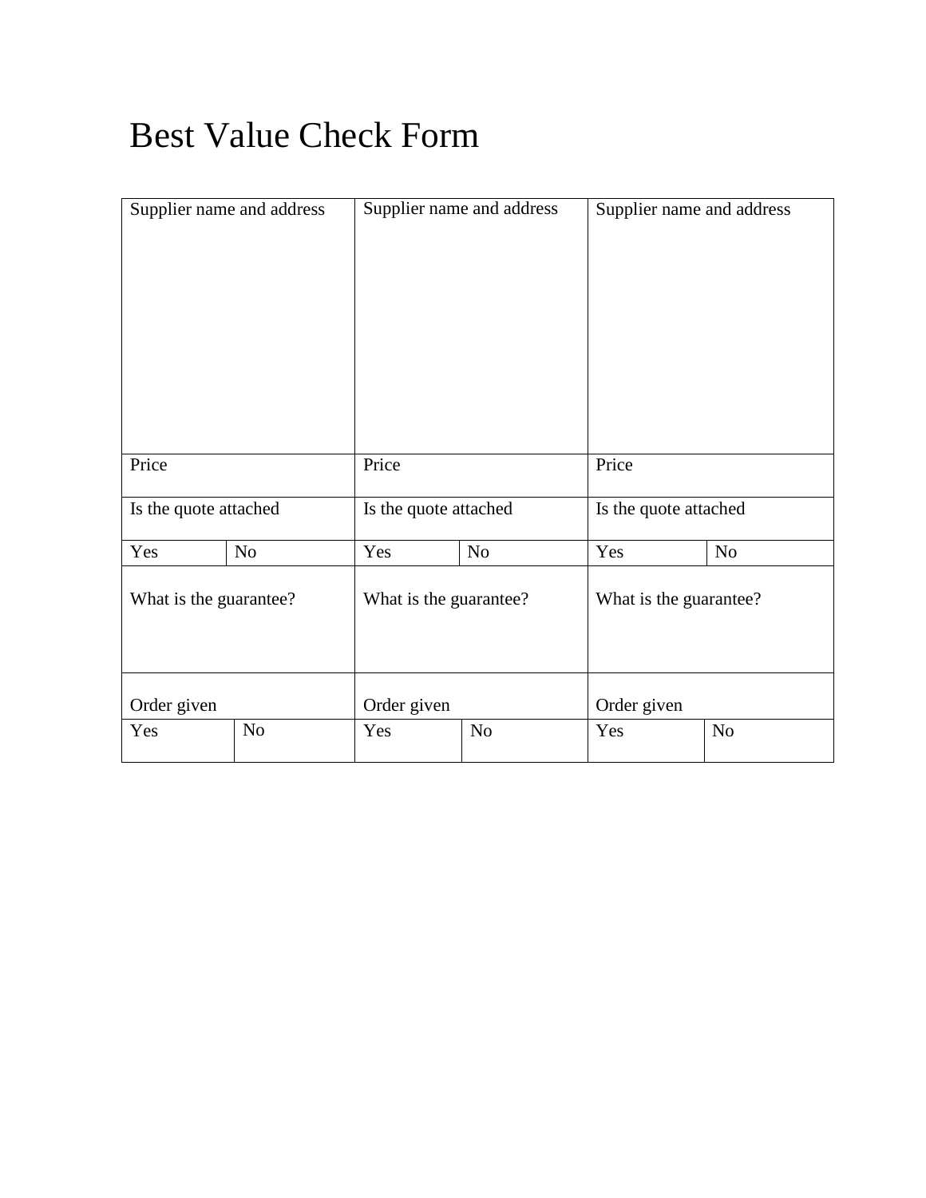# Best Value Check Form

| | | | | | |
|---|---|---|---|---|---|
| Supplier name and address | | Supplier name and address | | Supplier name and address | |
| Price | | Price | | Price | |
| Is the quote attached | | Is the quote attached | | Is the quote attached | |
| Yes | No | Yes | No | Yes | No |
| What is the guarantee? | | What is the guarantee? | | What is the guarantee? | |
| Order given | | Order given | | Order given | |
| Yes | No | Yes | No | Yes | No |